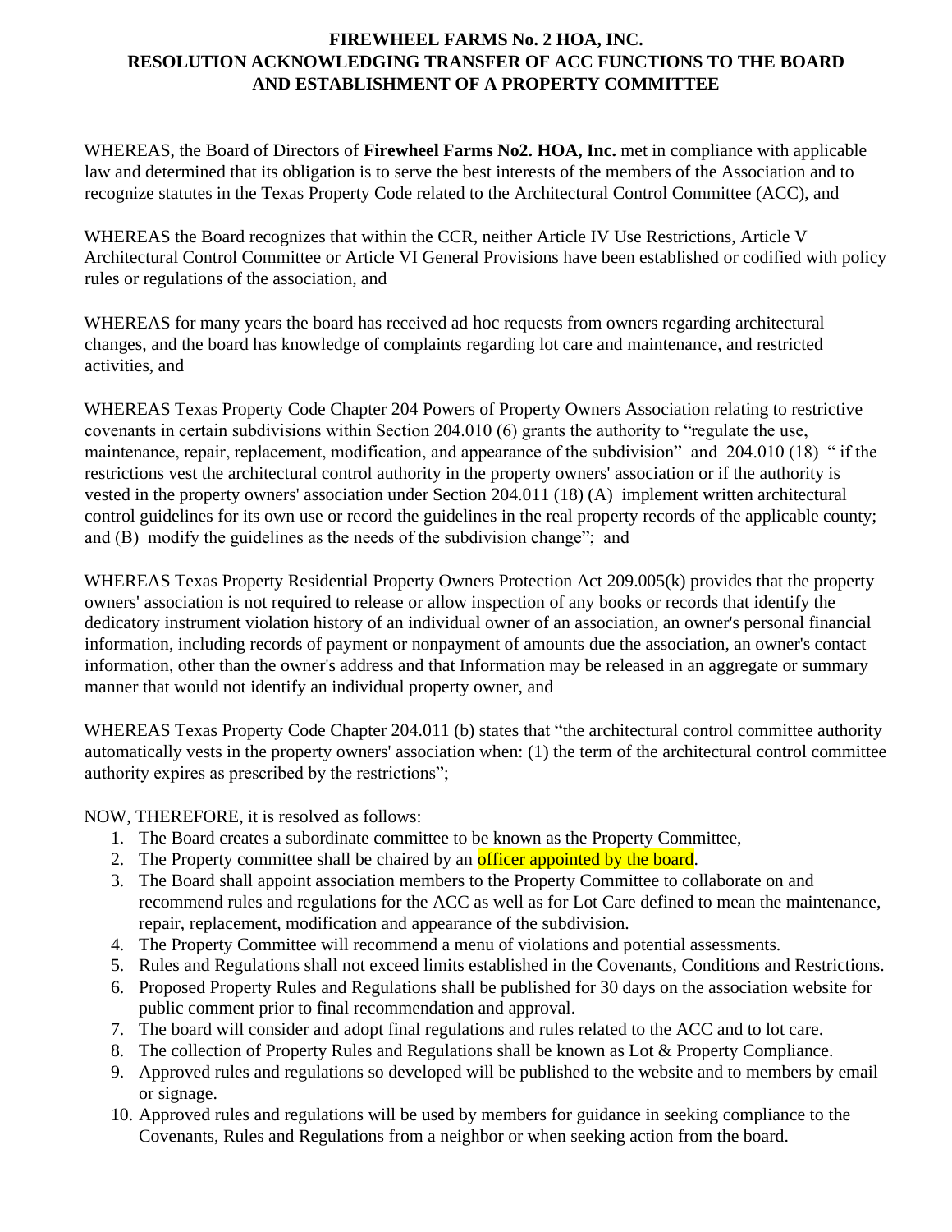**FIREWHEEL FARMS No. 2 HOA, INC.**
**RESOLUTION ACKNOWLEDGING TRANSFER OF ACC FUNCTIONS TO THE BOARD AND ESTABLISHMENT OF A PROPERTY COMMITTEE**

WHEREAS, the Board of Directors of **Firewheel Farms No2. HOA, Inc.** met in compliance with applicable law and determined that its obligation is to serve the best interests of the members of the Association and to recognize statutes in the Texas Property Code related to the Architectural Control Committee (ACC), and

WHEREAS the Board recognizes that within the CCR, neither Article IV Use Restrictions, Article V Architectural Control Committee or Article VI General Provisions have been established or codified with policy rules or regulations of the association, and

WHEREAS for many years the board has received ad hoc requests from owners regarding architectural changes, and the board has knowledge of complaints regarding lot care and maintenance, and restricted activities, and

WHEREAS Texas Property Code Chapter 204 Powers of Property Owners Association relating to restrictive covenants in certain subdivisions within Section 204.010 (6) grants the authority to "regulate the use, maintenance, repair, replacement, modification, and appearance of the subdivision" and 204.010 (18) " if the restrictions vest the architectural control authority in the property owners' association or if the authority is vested in the property owners' association under Section 204.011 (18) (A) implement written architectural control guidelines for its own use or record the guidelines in the real property records of the applicable county; and (B) modify the guidelines as the needs of the subdivision change"; and

WHEREAS Texas Property Residential Property Owners Protection Act 209.005(k) provides that the property owners' association is not required to release or allow inspection of any books or records that identify the dedicatory instrument violation history of an individual owner of an association, an owner's personal financial information, including records of payment or nonpayment of amounts due the association, an owner's contact information, other than the owner's address and that Information may be released in an aggregate or summary manner that would not identify an individual property owner, and

WHEREAS Texas Property Code Chapter 204.011 (b) states that "the architectural control committee authority automatically vests in the property owners' association when: (1) the term of the architectural control committee authority expires as prescribed by the restrictions";

NOW, THEREFORE, it is resolved as follows:

1. The Board creates a subordinate committee to be known as the Property Committee,
2. The Property committee shall be chaired by an officer appointed by the board.
3. The Board shall appoint association members to the Property Committee to collaborate on and recommend rules and regulations for the ACC as well as for Lot Care defined to mean the maintenance, repair, replacement, modification and appearance of the subdivision.
4. The Property Committee will recommend a menu of violations and potential assessments.
5. Rules and Regulations shall not exceed limits established in the Covenants, Conditions and Restrictions.
6. Proposed Property Rules and Regulations shall be published for 30 days on the association website for public comment prior to final recommendation and approval.
7. The board will consider and adopt final regulations and rules related to the ACC and to lot care.
8. The collection of Property Rules and Regulations shall be known as Lot & Property Compliance.
9. Approved rules and regulations so developed will be published to the website and to members by email or signage.
10. Approved rules and regulations will be used by members for guidance in seeking compliance to the Covenants, Rules and Regulations from a neighbor or when seeking action from the board.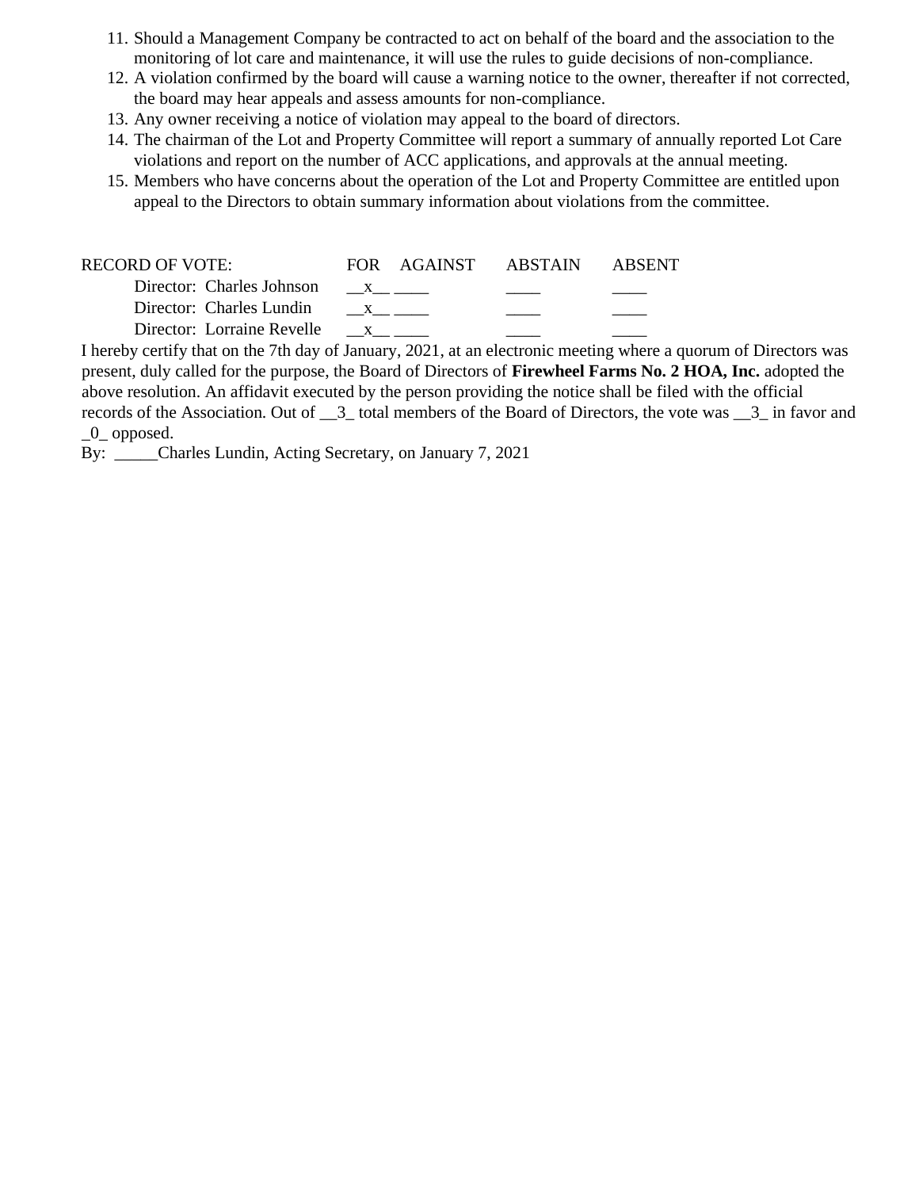11. Should a Management Company be contracted to act on behalf of the board and the association to the monitoring of lot care and maintenance, it will use the rules to guide decisions of non-compliance.
12. A violation confirmed by the board will cause a warning notice to the owner, thereafter if not corrected, the board may hear appeals and assess amounts for non-compliance.
13. Any owner receiving a notice of violation may appeal to the board of directors.
14. The chairman of the Lot and Property Committee will report a summary of annually reported Lot Care violations and report on the number of ACC applications, and approvals at the annual meeting.
15. Members who have concerns about the operation of the Lot and Property Committee are entitled upon appeal to the Directors to obtain summary information about violations from the committee.

| RECORD OF VOTE: | FOR | AGAINST | ABSTAIN | ABSENT |
|---|---|---|---|---|
| Director: Charles Johnson | x | | | |
| Director: Charles Lundin | x | | | |
| Director: Lorraine Revelle | x | | | |

I hereby certify that on the 7th day of January, 2021, at an electronic meeting where a quorum of Directors was present, duly called for the purpose, the Board of Directors of **Firewheel Farms No. 2 HOA, Inc.** adopted the above resolution. An affidavit executed by the person providing the notice shall be filed with the official records of the Association. Out of __3_ total members of the Board of Directors, the vote was __3_ in favor and _0_ opposed.

By: _____Charles Lundin, Acting Secretary, on January 7, 2021